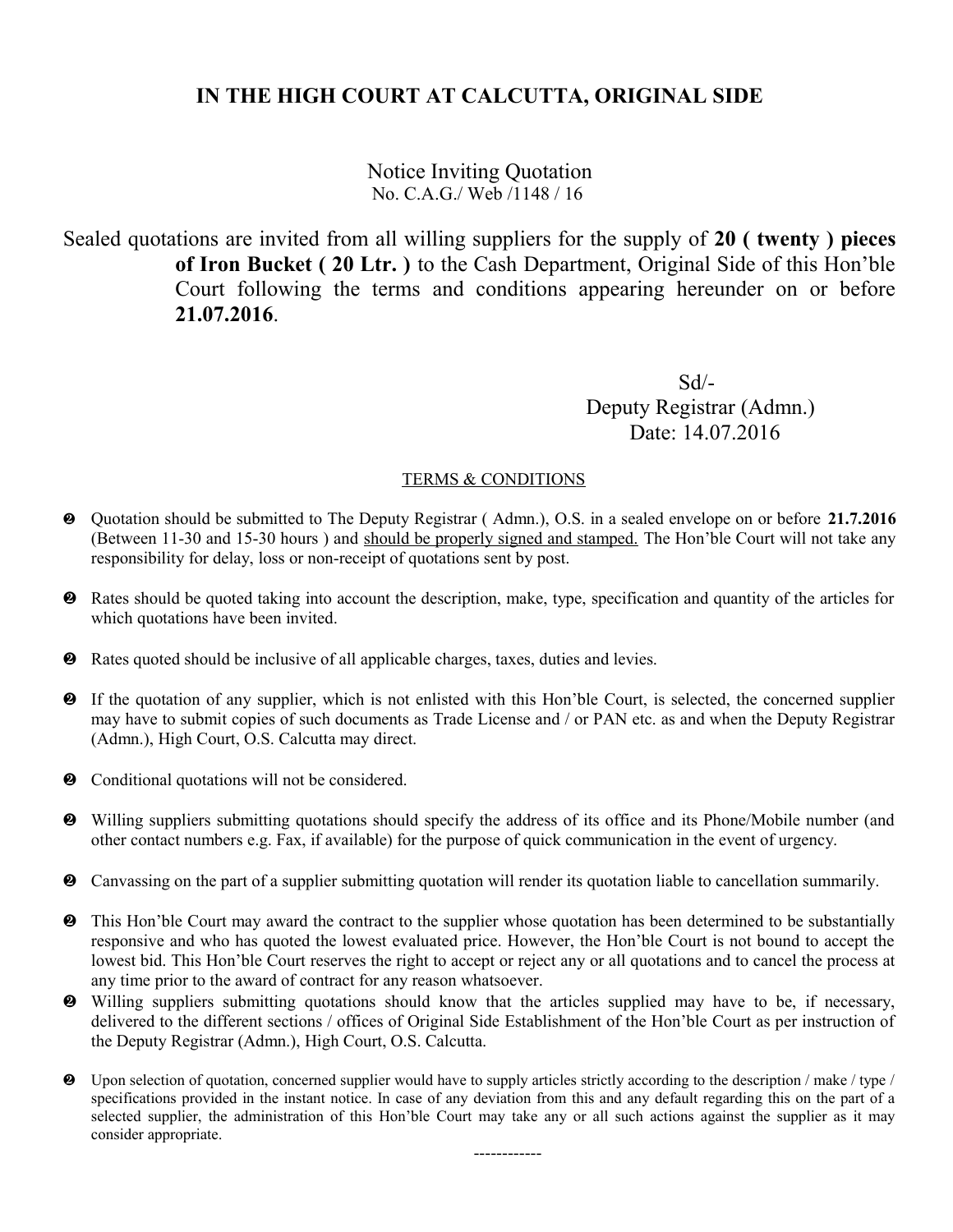# IN THE HIGH COURT AT CALCUTTA, ORIGINAL SIDE

Notice Inviting Quotation
No. C.A.G./ Web /1148 / 16

Sealed quotations are invited from all willing suppliers for the supply of **20 ( twenty ) pieces of Iron Bucket ( 20 Ltr. )** to the Cash Department, Original Side of this Hon'ble Court following the terms and conditions appearing hereunder on or before **21.07.2016**.

Sd/-
Deputy Registrar (Admn.)
Date: 14.07.2016

## TERMS & CONDITIONS

- Quotation should be submitted to The Deputy Registrar ( Admn.), O.S. in a sealed envelope on or before **21.7.2016** (Between 11-30 and 15-30 hours ) and should be properly signed and stamped. The Hon'ble Court will not take any responsibility for delay, loss or non-receipt of quotations sent by post.
- Rates should be quoted taking into account the description, make, type, specification and quantity of the articles for which quotations have been invited.
- Rates quoted should be inclusive of all applicable charges, taxes, duties and levies.
- If the quotation of any supplier, which is not enlisted with this Hon'ble Court, is selected, the concerned supplier may have to submit copies of such documents as Trade License and / or PAN etc. as and when the Deputy Registrar (Admn.), High Court, O.S. Calcutta may direct.
- Conditional quotations will not be considered.
- Willing suppliers submitting quotations should specify the address of its office and its Phone/Mobile number (and other contact numbers e.g. Fax, if available) for the purpose of quick communication in the event of urgency.
- Canvassing on the part of a supplier submitting quotation will render its quotation liable to cancellation summarily.
- This Hon'ble Court may award the contract to the supplier whose quotation has been determined to be substantially responsive and who has quoted the lowest evaluated price. However, the Hon'ble Court is not bound to accept the lowest bid. This Hon'ble Court reserves the right to accept or reject any or all quotations and to cancel the process at any time prior to the award of contract for any reason whatsoever.
- Willing suppliers submitting quotations should know that the articles supplied may have to be, if necessary, delivered to the different sections / offices of Original Side Establishment of the Hon'ble Court as per instruction of the Deputy Registrar (Admn.), High Court, O.S. Calcutta.
- Upon selection of quotation, concerned supplier would have to supply articles strictly according to the description / make / type / specifications provided in the instant notice. In case of any deviation from this and any default regarding this on the part of a selected supplier, the administration of this Hon'ble Court may take any or all such actions against the supplier as it may consider appropriate.

------------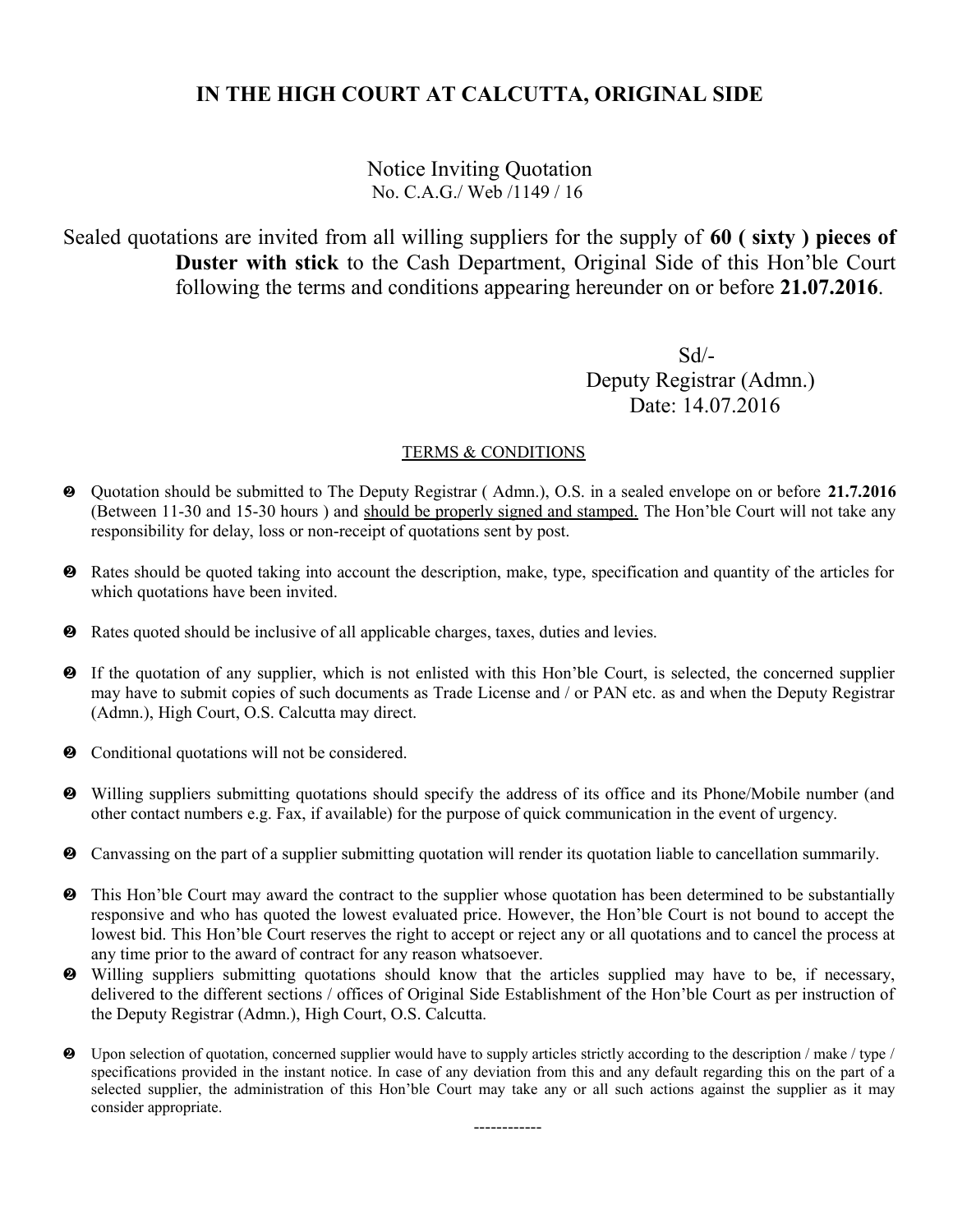# IN THE HIGH COURT AT CALCUTTA, ORIGINAL SIDE

Notice Inviting Quotation
No. C.A.G./ Web /1149 / 16

Sealed quotations are invited from all willing suppliers for the supply of **60 ( sixty ) pieces of Duster with stick** to the Cash Department, Original Side of this Hon'ble Court following the terms and conditions appearing hereunder on or before **21.07.2016**.

Sd/-
Deputy Registrar (Admn.)
Date: 14.07.2016

## TERMS & CONDITIONS

- Quotation should be submitted to The Deputy Registrar ( Admn.), O.S. in a sealed envelope on or before **21.7.2016** (Between 11-30 and 15-30 hours ) and should be properly signed and stamped. The Hon'ble Court will not take any responsibility for delay, loss or non-receipt of quotations sent by post.
- Rates should be quoted taking into account the description, make, type, specification and quantity of the articles for which quotations have been invited.
- Rates quoted should be inclusive of all applicable charges, taxes, duties and levies.
- If the quotation of any supplier, which is not enlisted with this Hon'ble Court, is selected, the concerned supplier may have to submit copies of such documents as Trade License and / or PAN etc. as and when the Deputy Registrar (Admn.), High Court, O.S. Calcutta may direct.
- Conditional quotations will not be considered.
- Willing suppliers submitting quotations should specify the address of its office and its Phone/Mobile number (and other contact numbers e.g. Fax, if available) for the purpose of quick communication in the event of urgency.
- Canvassing on the part of a supplier submitting quotation will render its quotation liable to cancellation summarily.
- This Hon'ble Court may award the contract to the supplier whose quotation has been determined to be substantially responsive and who has quoted the lowest evaluated price. However, the Hon'ble Court is not bound to accept the lowest bid. This Hon'ble Court reserves the right to accept or reject any or all quotations and to cancel the process at any time prior to the award of contract for any reason whatsoever.
- Willing suppliers submitting quotations should know that the articles supplied may have to be, if necessary, delivered to the different sections / offices of Original Side Establishment of the Hon'ble Court as per instruction of the Deputy Registrar (Admn.), High Court, O.S. Calcutta.
- Upon selection of quotation, concerned supplier would have to supply articles strictly according to the description / make / type / specifications provided in the instant notice. In case of any deviation from this and any default regarding this on the part of a selected supplier, the administration of this Hon'ble Court may take any or all such actions against the supplier as it may consider appropriate.

------------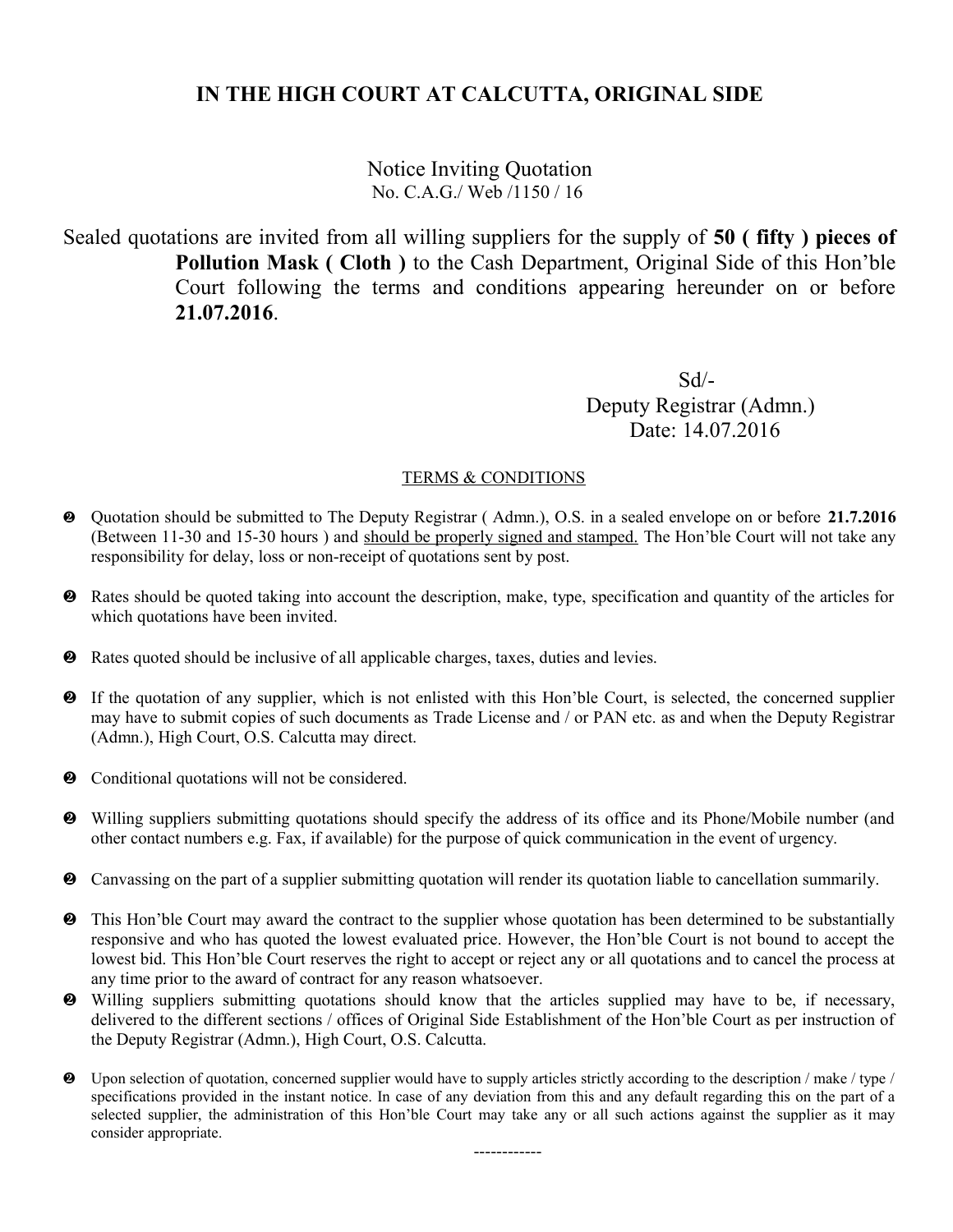# IN THE HIGH COURT AT CALCUTTA, ORIGINAL SIDE

Notice Inviting Quotation
No. C.A.G./ Web /1150 / 16

Sealed quotations are invited from all willing suppliers for the supply of **50 ( fifty ) pieces of Pollution Mask ( Cloth )** to the Cash Department, Original Side of this Hon'ble Court following the terms and conditions appearing hereunder on or before **21.07.2016**.

Sd/-
Deputy Registrar (Admn.)
Date: 14.07.2016

## TERMS & CONDITIONS

- Quotation should be submitted to The Deputy Registrar ( Admn.), O.S. in a sealed envelope on or before **21.7.2016** (Between 11-30 and 15-30 hours ) and should be properly signed and stamped. The Hon'ble Court will not take any responsibility for delay, loss or non-receipt of quotations sent by post.
- Rates should be quoted taking into account the description, make, type, specification and quantity of the articles for which quotations have been invited.
- Rates quoted should be inclusive of all applicable charges, taxes, duties and levies.
- If the quotation of any supplier, which is not enlisted with this Hon'ble Court, is selected, the concerned supplier may have to submit copies of such documents as Trade License and / or PAN etc. as and when the Deputy Registrar (Admn.), High Court, O.S. Calcutta may direct.
- Conditional quotations will not be considered.
- Willing suppliers submitting quotations should specify the address of its office and its Phone/Mobile number (and other contact numbers e.g. Fax, if available) for the purpose of quick communication in the event of urgency.
- Canvassing on the part of a supplier submitting quotation will render its quotation liable to cancellation summarily.
- This Hon'ble Court may award the contract to the supplier whose quotation has been determined to be substantially responsive and who has quoted the lowest evaluated price. However, the Hon'ble Court is not bound to accept the lowest bid. This Hon'ble Court reserves the right to accept or reject any or all quotations and to cancel the process at any time prior to the award of contract for any reason whatsoever.
- Willing suppliers submitting quotations should know that the articles supplied may have to be, if necessary, delivered to the different sections / offices of Original Side Establishment of the Hon'ble Court as per instruction of the Deputy Registrar (Admn.), High Court, O.S. Calcutta.
- Upon selection of quotation, concerned supplier would have to supply articles strictly according to the description / make / type / specifications provided in the instant notice. In case of any deviation from this and any default regarding this on the part of a selected supplier, the administration of this Hon'ble Court may take any or all such actions against the supplier as it may consider appropriate.

------------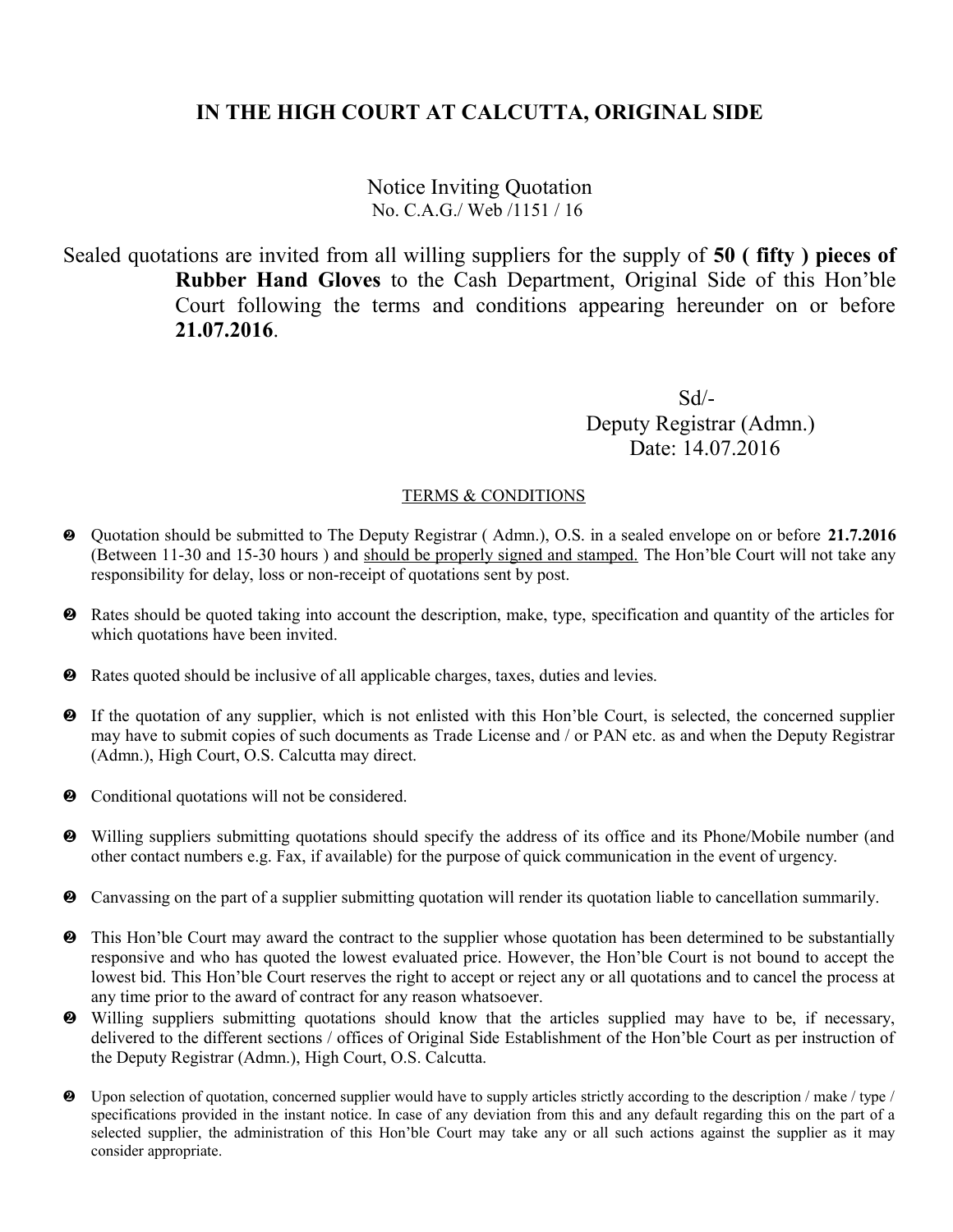# IN THE HIGH COURT AT CALCUTTA, ORIGINAL SIDE

Notice Inviting Quotation

No. C.A.G./ Web /1151 / 16

Sealed quotations are invited from all willing suppliers for the supply of **50 ( fifty ) pieces of Rubber Hand Gloves** to the Cash Department, Original Side of this Hon'ble Court following the terms and conditions appearing hereunder on or before **21.07.2016**.

Sd/-

Deputy Registrar (Admn.)

Date: 14.07.2016

TERMS & CONDITIONS

- Quotation should be submitted to The Deputy Registrar ( Admn.), O.S. in a sealed envelope on or before **21.7.2016** (Between 11-30 and 15-30 hours ) and should be properly signed and stamped. The Hon'ble Court will not take any responsibility for delay, loss or non-receipt of quotations sent by post.
- Rates should be quoted taking into account the description, make, type, specification and quantity of the articles for which quotations have been invited.
- Rates quoted should be inclusive of all applicable charges, taxes, duties and levies.
- If the quotation of any supplier, which is not enlisted with this Hon'ble Court, is selected, the concerned supplier may have to submit copies of such documents as Trade License and / or PAN etc. as and when the Deputy Registrar (Admn.), High Court, O.S. Calcutta may direct.
- Conditional quotations will not be considered.
- Willing suppliers submitting quotations should specify the address of its office and its Phone/Mobile number (and other contact numbers e.g. Fax, if available) for the purpose of quick communication in the event of urgency.
- Canvassing on the part of a supplier submitting quotation will render its quotation liable to cancellation summarily.
- This Hon'ble Court may award the contract to the supplier whose quotation has been determined to be substantially responsive and who has quoted the lowest evaluated price. However, the Hon'ble Court is not bound to accept the lowest bid. This Hon'ble Court reserves the right to accept or reject any or all quotations and to cancel the process at any time prior to the award of contract for any reason whatsoever.
- Willing suppliers submitting quotations should know that the articles supplied may have to be, if necessary, delivered to the different sections / offices of Original Side Establishment of the Hon'ble Court as per instruction of the Deputy Registrar (Admn.), High Court, O.S. Calcutta.
- Upon selection of quotation, concerned supplier would have to supply articles strictly according to the description / make / type / specifications provided in the instant notice. In case of any deviation from this and any default regarding this on the part of a selected supplier, the administration of this Hon'ble Court may take any or all such actions against the supplier as it may consider appropriate.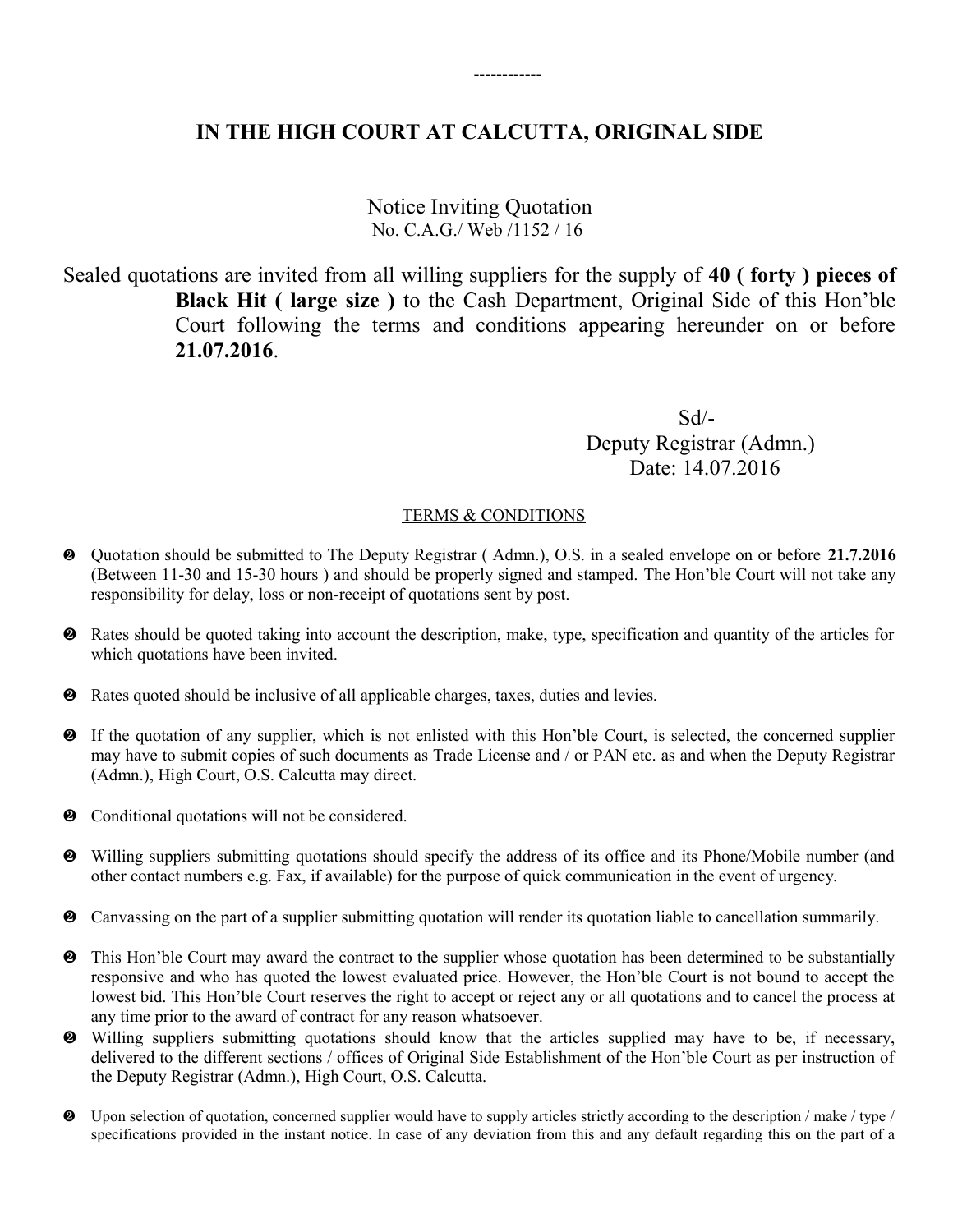------------

# IN THE HIGH COURT AT CALCUTTA, ORIGINAL SIDE

Notice Inviting Quotation
No. C.A.G./ Web /1152 / 16

Sealed quotations are invited from all willing suppliers for the supply of **40 ( forty ) pieces of Black Hit ( large size )** to the Cash Department, Original Side of this Hon'ble Court following the terms and conditions appearing hereunder on or before **21.07.2016**.

Sd/-
Deputy Registrar (Admn.)
Date: 14.07.2016

TERMS & CONDITIONS

- Quotation should be submitted to The Deputy Registrar ( Admn.), O.S. in a sealed envelope on or before **21.7.2016** (Between 11-30 and 15-30 hours ) and should be properly signed and stamped. The Hon'ble Court will not take any responsibility for delay, loss or non-receipt of quotations sent by post.
- Rates should be quoted taking into account the description, make, type, specification and quantity of the articles for which quotations have been invited.
- Rates quoted should be inclusive of all applicable charges, taxes, duties and levies.
- If the quotation of any supplier, which is not enlisted with this Hon'ble Court, is selected, the concerned supplier may have to submit copies of such documents as Trade License and / or PAN etc. as and when the Deputy Registrar (Admn.), High Court, O.S. Calcutta may direct.
- Conditional quotations will not be considered.
- Willing suppliers submitting quotations should specify the address of its office and its Phone/Mobile number (and other contact numbers e.g. Fax, if available) for the purpose of quick communication in the event of urgency.
- Canvassing on the part of a supplier submitting quotation will render its quotation liable to cancellation summarily.
- This Hon'ble Court may award the contract to the supplier whose quotation has been determined to be substantially responsive and who has quoted the lowest evaluated price. However, the Hon'ble Court is not bound to accept the lowest bid. This Hon'ble Court reserves the right to accept or reject any or all quotations and to cancel the process at any time prior to the award of contract for any reason whatsoever.
- Willing suppliers submitting quotations should know that the articles supplied may have to be, if necessary, delivered to the different sections / offices of Original Side Establishment of the Hon'ble Court as per instruction of the Deputy Registrar (Admn.), High Court, O.S. Calcutta.
- Upon selection of quotation, concerned supplier would have to supply articles strictly according to the description / make / type / specifications provided in the instant notice. In case of any deviation from this and any default regarding this on the part of a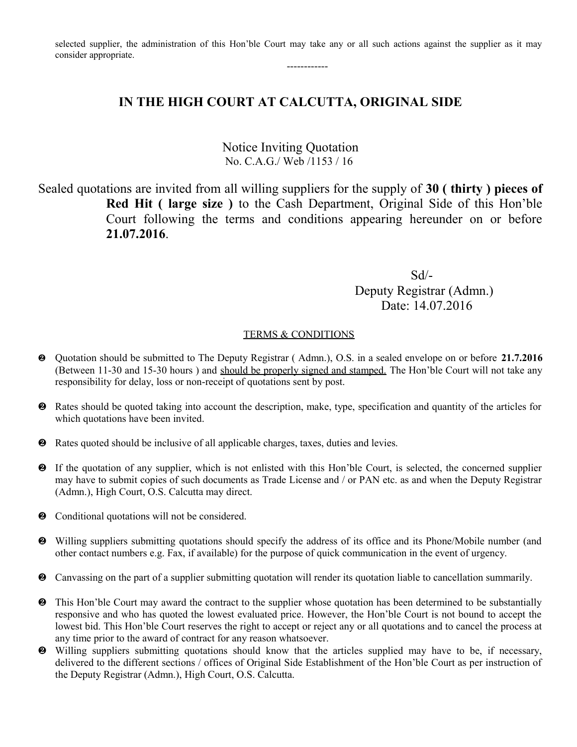selected supplier, the administration of this Hon'ble Court may take any or all such actions against the supplier as it may consider appropriate.

------------

## IN THE HIGH COURT AT CALCUTTA, ORIGINAL SIDE

Notice Inviting Quotation

No. C.A.G./ Web /1153 / 16

Sealed quotations are invited from all willing suppliers for the supply of **30 ( thirty ) pieces of Red Hit ( large size )** to the Cash Department, Original Side of this Hon'ble Court following the terms and conditions appearing hereunder on or before **21.07.2016**.

Sd/-

Deputy Registrar (Admn.)

Date: 14.07.2016

TERMS & CONDITIONS

- Quotation should be submitted to The Deputy Registrar ( Admn.), O.S. in a sealed envelope on or before **21.7.2016** (Between 11-30 and 15-30 hours ) and should be properly signed and stamped. The Hon'ble Court will not take any responsibility for delay, loss or non-receipt of quotations sent by post.
- Rates should be quoted taking into account the description, make, type, specification and quantity of the articles for which quotations have been invited.
- Rates quoted should be inclusive of all applicable charges, taxes, duties and levies.
- If the quotation of any supplier, which is not enlisted with this Hon'ble Court, is selected, the concerned supplier may have to submit copies of such documents as Trade License and / or PAN etc. as and when the Deputy Registrar (Admn.), High Court, O.S. Calcutta may direct.
- Conditional quotations will not be considered.
- Willing suppliers submitting quotations should specify the address of its office and its Phone/Mobile number (and other contact numbers e.g. Fax, if available) for the purpose of quick communication in the event of urgency.
- Canvassing on the part of a supplier submitting quotation will render its quotation liable to cancellation summarily.
- This Hon'ble Court may award the contract to the supplier whose quotation has been determined to be substantially responsive and who has quoted the lowest evaluated price. However, the Hon'ble Court is not bound to accept the lowest bid. This Hon'ble Court reserves the right to accept or reject any or all quotations and to cancel the process at any time prior to the award of contract for any reason whatsoever.
- Willing suppliers submitting quotations should know that the articles supplied may have to be, if necessary, delivered to the different sections / offices of Original Side Establishment of the Hon'ble Court as per instruction of the Deputy Registrar (Admn.), High Court, O.S. Calcutta.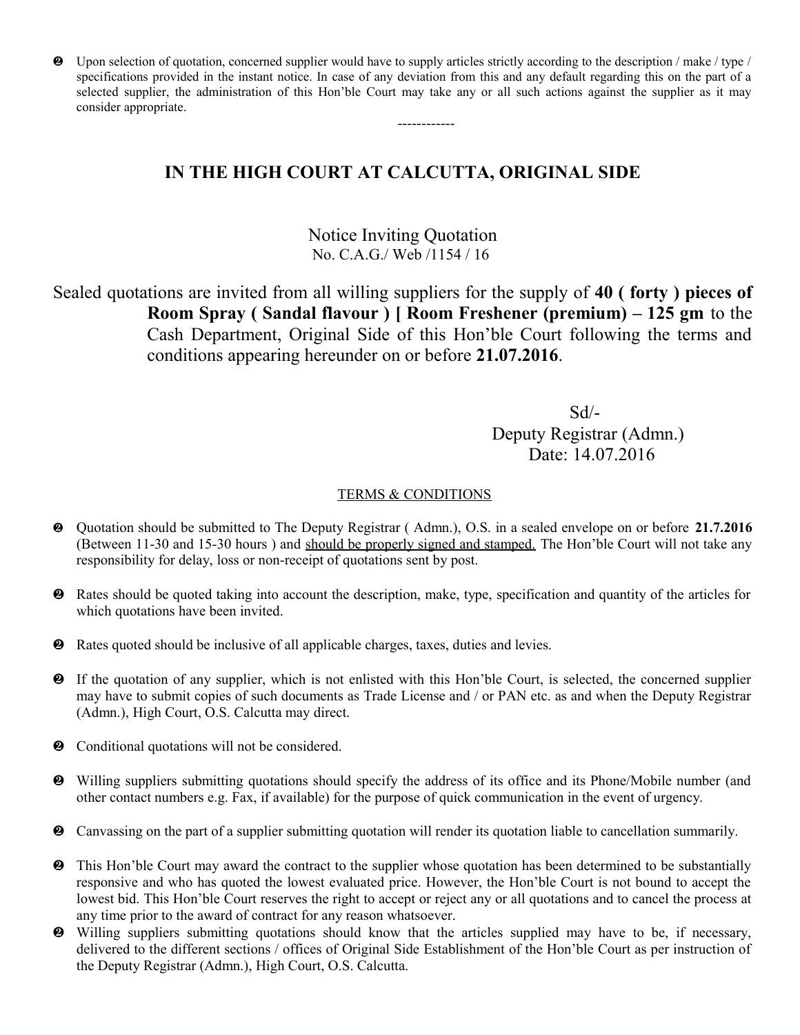- Upon selection of quotation, concerned supplier would have to supply articles strictly according to the description / make / type / specifications provided in the instant notice. In case of any deviation from this and any default regarding this on the part of a selected supplier, the administration of this Hon'ble Court may take any or all such actions against the supplier as it may consider appropriate.

------------

## IN THE HIGH COURT AT CALCUTTA, ORIGINAL SIDE

Notice Inviting Quotation
No. C.A.G./ Web /1154 / 16

Sealed quotations are invited from all willing suppliers for the supply of **40 ( forty ) pieces of Room Spray ( Sandal flavour ) [ Room Freshener (premium) – 125 gm** to the Cash Department, Original Side of this Hon'ble Court following the terms and conditions appearing hereunder on or before **21.07.2016**.

Sd/-
Deputy Registrar (Admn.)
Date: 14.07.2016

TERMS & CONDITIONS

- Quotation should be submitted to The Deputy Registrar ( Admn.), O.S. in a sealed envelope on or before **21.7.2016** (Between 11-30 and 15-30 hours ) and should be properly signed and stamped. The Hon'ble Court will not take any responsibility for delay, loss or non-receipt of quotations sent by post.
- Rates should be quoted taking into account the description, make, type, specification and quantity of the articles for which quotations have been invited.
- Rates quoted should be inclusive of all applicable charges, taxes, duties and levies.
- If the quotation of any supplier, which is not enlisted with this Hon'ble Court, is selected, the concerned supplier may have to submit copies of such documents as Trade License and / or PAN etc. as and when the Deputy Registrar (Admn.), High Court, O.S. Calcutta may direct.
- Conditional quotations will not be considered.
- Willing suppliers submitting quotations should specify the address of its office and its Phone/Mobile number (and other contact numbers e.g. Fax, if available) for the purpose of quick communication in the event of urgency.
- Canvassing on the part of a supplier submitting quotation will render its quotation liable to cancellation summarily.
- This Hon'ble Court may award the contract to the supplier whose quotation has been determined to be substantially responsive and who has quoted the lowest evaluated price. However, the Hon'ble Court is not bound to accept the lowest bid. This Hon'ble Court reserves the right to accept or reject any or all quotations and to cancel the process at any time prior to the award of contract for any reason whatsoever.
- Willing suppliers submitting quotations should know that the articles supplied may have to be, if necessary, delivered to the different sections / offices of Original Side Establishment of the Hon'ble Court as per instruction of the Deputy Registrar (Admn.), High Court, O.S. Calcutta.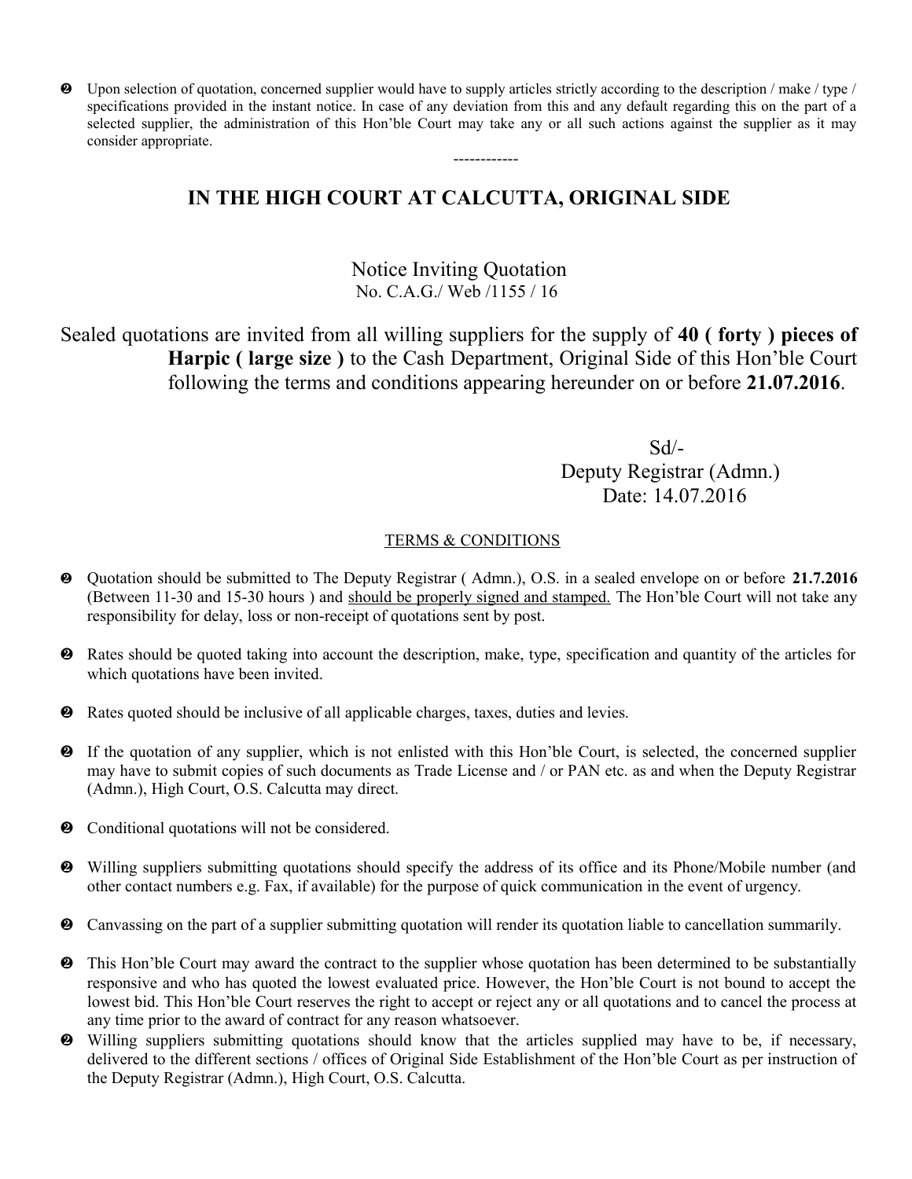- Upon selection of quotation, concerned supplier would have to supply articles strictly according to the description / make / type / specifications provided in the instant notice. In case of any deviation from this and any default regarding this on the part of a selected supplier, the administration of this Hon'ble Court may take any or all such actions against the supplier as it may consider appropriate.

------------

## IN THE HIGH COURT AT CALCUTTA, ORIGINAL SIDE

Notice Inviting Quotation
No. C.A.G./ Web /1155 / 16

Sealed quotations are invited from all willing suppliers for the supply of **40 ( forty ) pieces of Harpic ( large size )** to the Cash Department, Original Side of this Hon'ble Court following the terms and conditions appearing hereunder on or before **21.07.2016**.

Sd/-
Deputy Registrar (Admn.)
Date: 14.07.2016

<u>TERMS & CONDITIONS</u>

- Quotation should be submitted to The Deputy Registrar ( Admn.), O.S. in a sealed envelope on or before **21.7.2016** (Between 11-30 and 15-30 hours ) and <u>should be properly signed and stamped.</u> The Hon'ble Court will not take any responsibility for delay, loss or non-receipt of quotations sent by post.
- Rates should be quoted taking into account the description, make, type, specification and quantity of the articles for which quotations have been invited.
- Rates quoted should be inclusive of all applicable charges, taxes, duties and levies.
- If the quotation of any supplier, which is not enlisted with this Hon'ble Court, is selected, the concerned supplier may have to submit copies of such documents as Trade License and / or PAN etc. as and when the Deputy Registrar (Admn.), High Court, O.S. Calcutta may direct.
- Conditional quotations will not be considered.
- Willing suppliers submitting quotations should specify the address of its office and its Phone/Mobile number (and other contact numbers e.g. Fax, if available) for the purpose of quick communication in the event of urgency.
- Canvassing on the part of a supplier submitting quotation will render its quotation liable to cancellation summarily.
- This Hon'ble Court may award the contract to the supplier whose quotation has been determined to be substantially responsive and who has quoted the lowest evaluated price. However, the Hon'ble Court is not bound to accept the lowest bid. This Hon'ble Court reserves the right to accept or reject any or all quotations and to cancel the process at any time prior to the award of contract for any reason whatsoever.
- Willing suppliers submitting quotations should know that the articles supplied may have to be, if necessary, delivered to the different sections / offices of Original Side Establishment of the Hon'ble Court as per instruction of the Deputy Registrar (Admn.), High Court, O.S. Calcutta.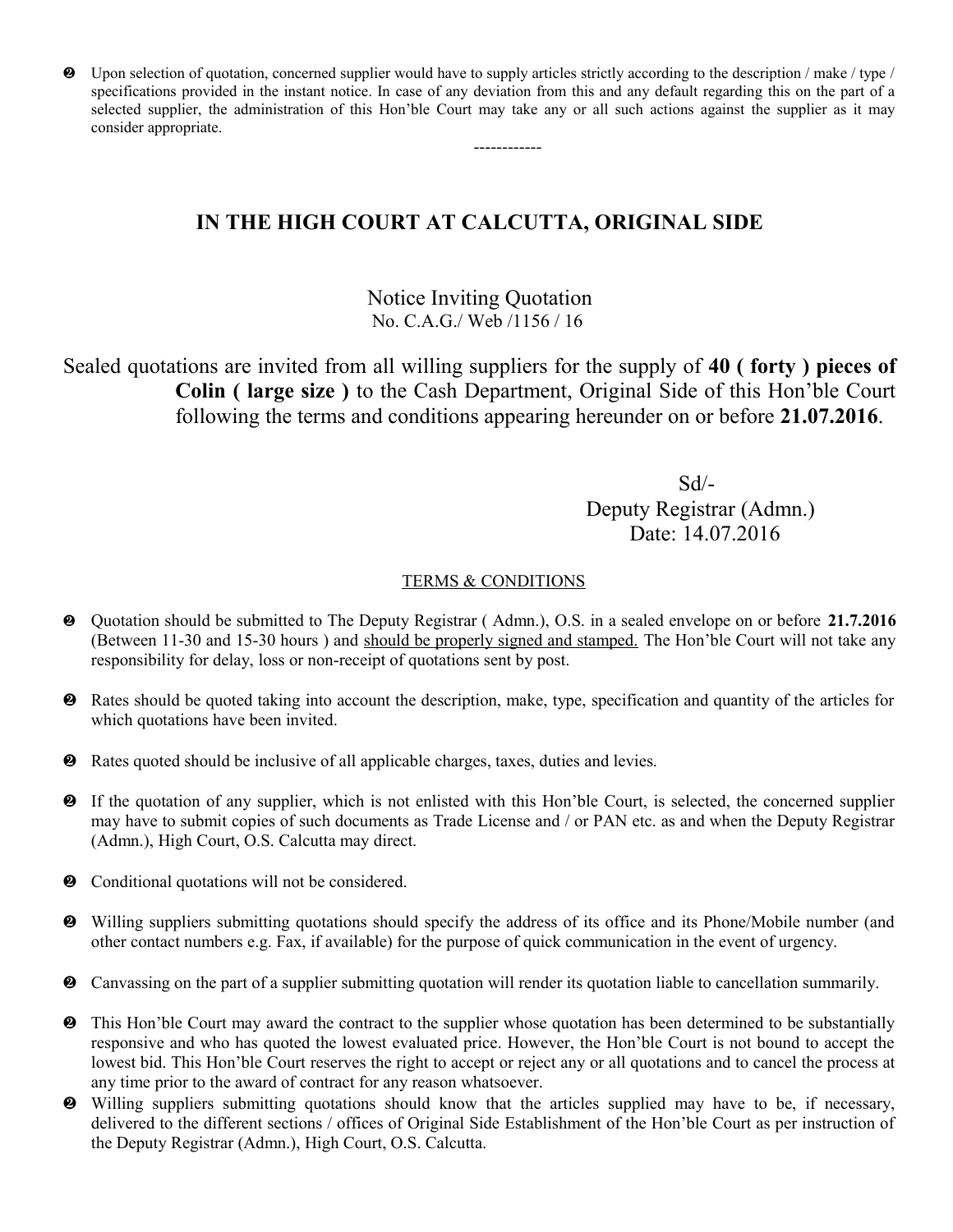- Upon selection of quotation, concerned supplier would have to supply articles strictly according to the description / make / type / specifications provided in the instant notice. In case of any deviation from this and any default regarding this on the part of a selected supplier, the administration of this Hon'ble Court may take any or all such actions against the supplier as it may consider appropriate.

------------

## IN THE HIGH COURT AT CALCUTTA, ORIGINAL SIDE

Notice Inviting Quotation
No. C.A.G./ Web /1156 / 16

Sealed quotations are invited from all willing suppliers for the supply of **40 ( forty ) pieces of Colin ( large size )** to the Cash Department, Original Side of this Hon'ble Court following the terms and conditions appearing hereunder on or before **21.07.2016**.

Sd/-
Deputy Registrar (Admn.)
Date: 14.07.2016

TERMS & CONDITIONS

- Quotation should be submitted to The Deputy Registrar ( Admn.), O.S. in a sealed envelope on or before **21.7.2016** (Between 11-30 and 15-30 hours ) and should be properly signed and stamped. The Hon'ble Court will not take any responsibility for delay, loss or non-receipt of quotations sent by post.
- Rates should be quoted taking into account the description, make, type, specification and quantity of the articles for which quotations have been invited.
- Rates quoted should be inclusive of all applicable charges, taxes, duties and levies.
- If the quotation of any supplier, which is not enlisted with this Hon'ble Court, is selected, the concerned supplier may have to submit copies of such documents as Trade License and / or PAN etc. as and when the Deputy Registrar (Admn.), High Court, O.S. Calcutta may direct.
- Conditional quotations will not be considered.
- Willing suppliers submitting quotations should specify the address of its office and its Phone/Mobile number (and other contact numbers e.g. Fax, if available) for the purpose of quick communication in the event of urgency.
- Canvassing on the part of a supplier submitting quotation will render its quotation liable to cancellation summarily.
- This Hon'ble Court may award the contract to the supplier whose quotation has been determined to be substantially responsive and who has quoted the lowest evaluated price. However, the Hon'ble Court is not bound to accept the lowest bid. This Hon'ble Court reserves the right to accept or reject any or all quotations and to cancel the process at any time prior to the award of contract for any reason whatsoever.
- Willing suppliers submitting quotations should know that the articles supplied may have to be, if necessary, delivered to the different sections / offices of Original Side Establishment of the Hon'ble Court as per instruction of the Deputy Registrar (Admn.), High Court, O.S. Calcutta.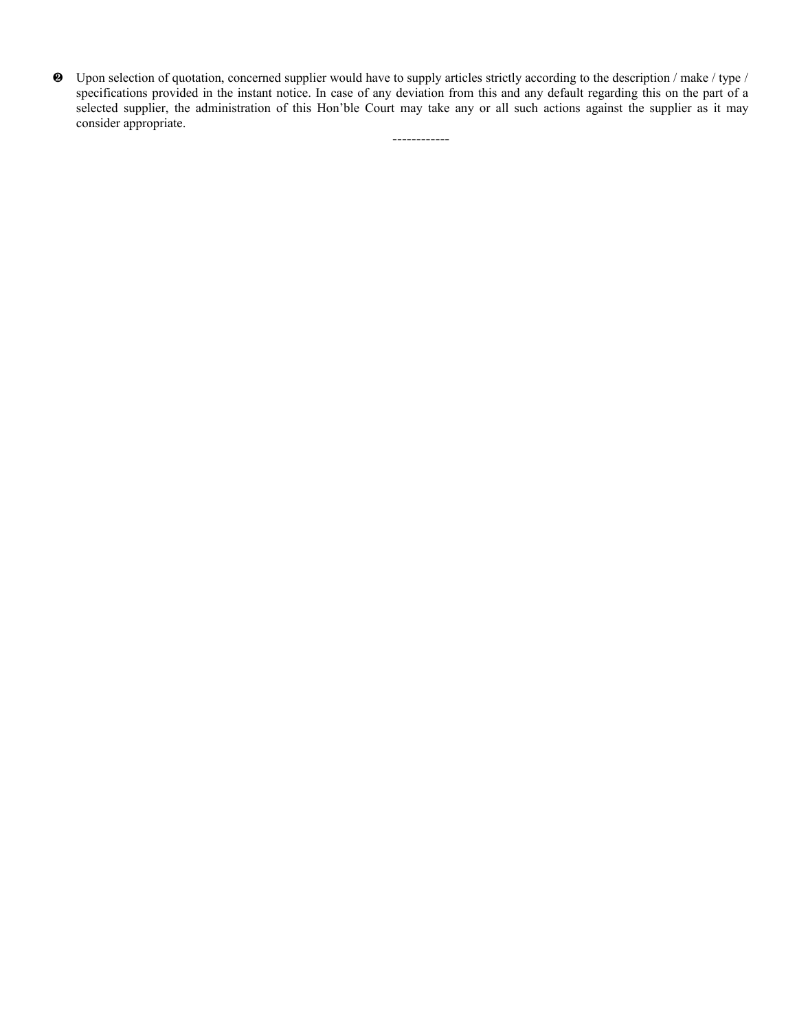❷ Upon selection of quotation, concerned supplier would have to supply articles strictly according to the description / make / type / specifications provided in the instant notice. In case of any deviation from this and any default regarding this on the part of a selected supplier, the administration of this Hon'ble Court may take any or all such actions against the supplier as it may consider appropriate.

------------